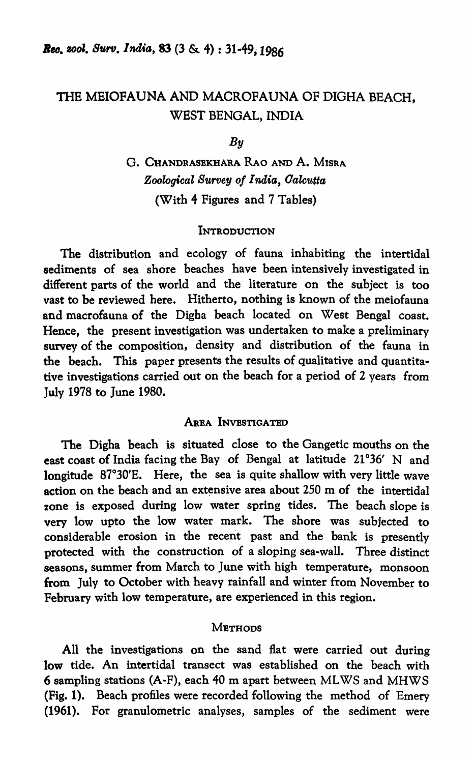# THE MEIOFAUNA AND MACROFAUNA OF DIGHA BEACH, WEST BENGAL, INDIA

*By*

G. CHANDRASEKHARA RAO AND A. MISRA
*Zoological Survey of India, Calcutta*
(With 4 Figures and 7 Tables)

## INTRODUCTION

The distribution and ecology of fauna inhabiting the intertidal sediments of sea shore beaches have been intensively investigated in different parts of the world and the literature on the subject is too vast to be reviewed here. Hitherto, nothing is known of the meiofauna and macrofauna of the Digha beach located on West Bengal coast. Hence, the present investigation was undertaken to make a preliminary survey of the composition, density and distribution of the fauna in the beach. This paper presents the results of qualitative and quantitative investigations carried out on the beach for a period of 2 years from July 1978 to June 1980.

## AREA INVESTIGATED

The Digha beach is situated close to the Gangetic mouths on the east coast of India facing the Bay of Bengal at latitude 21°36′ N and longitude 87°30′E. Here, the sea is quite shallow with very little wave action on the beach and an extensive area about 250 m of the intertidal zone is exposed during low water spring tides. The beach slope is very low upto the low water mark. The shore was subjected to considerable erosion in the recent past and the bank is presently protected with the construction of a sloping sea-wall. Three distinct seasons, summer from March to June with high temperature, monsoon from July to October with heavy rainfall and winter from November to February with low temperature, are experienced in this region.

## METHODS

All the investigations on the sand flat were carried out during low tide. An intertidal transect was established on the beach with 6 sampling stations (A-F), each 40 m apart between MLWS and MHWS (Fig. 1). Beach profiles were recorded following the method of Emery (1961). For granulometric analyses, samples of the sediment were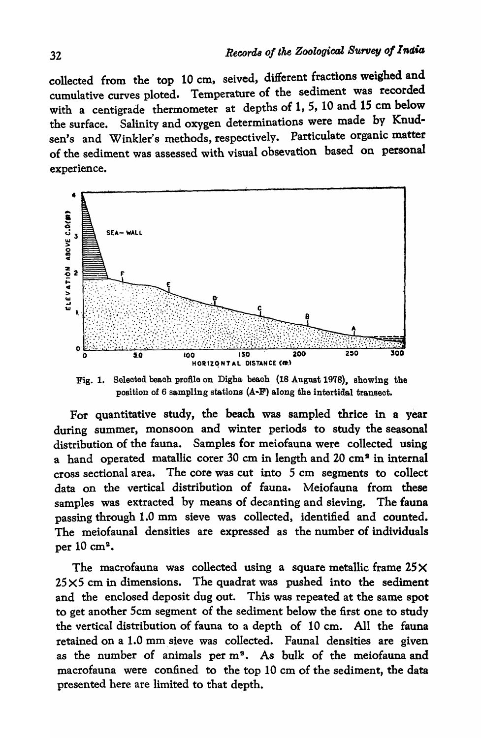collected from the top 10 cm, seived, different fractions weighed and cumulative curves ploted. Temperature of the sediment was recorded with a centigrade thermometer at depths of 1, 5, 10 and 15 cm below the surface. Salinity and oxygen determinations were made by Knudsen's and Winkler's methods, respectively. Particulate organic matter of the sediment was assessed with visual obsevation based on personal experience.

Fig. 1. Selected beach profile on Digha beach (18 August 1978), showing the position of 6 sampling stations (A-F) along the intertidal transect.

For quantitative study, the beach was sampled thrice in a year during summer, monsoon and winter periods to study the seasonal distribution of the fauna. Samples for meiofauna were collected using a hand operated matallic corer 30 cm in length and 20 $cm^2$ in internal cross sectional area. The core was cut into 5 cm segments to collect data on the vertical distribution of fauna. Meiofauna from these samples was extracted by means of decanting and sieving. The fauna passing through 1.0 mm sieve was collected, identified and counted. The meiofaunal densities are expressed as the number of individuals per 10 $cm^2$.

The macrofauna was collected using a square metallic frame 25× 25×5 cm in dimensions. The quadrat was pushed into the sediment and the enclosed deposit dug out. This was repeated at the same spot to get another 5cm segment of the sediment below the first one to study the vertical distribution of fauna to a depth of 10 cm. All the fauna retained on a 1.0 mm sieve was collected. Faunal densities are given as the number of animals per $m^2$. As bulk of the meiofauna and macrofauna were confined to the top 10 cm of the sediment, the data presented here are limited to that depth.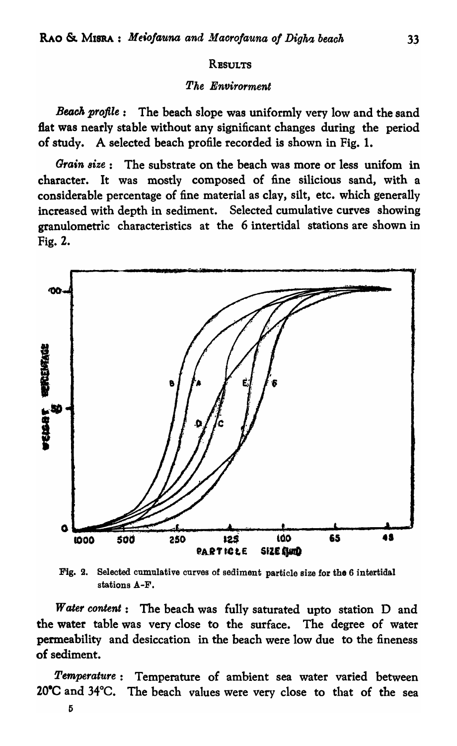## RESULTS

### *The Envirorment*

*Beach profile* : The beach slope was uniformly very low and the sand flat was nearly stable without any significant changes during the period of study. A selected beach profile recorded is shown in Fig. 1.

*Grain size* : The substrate on the beach was more or less unifom in character. It was mostly composed of fine silicious sand, with a considerable percentage of fine material as clay, silt, etc. which generally increased with depth in sediment. Selected cumulative curves showing granulometric characteristics at the 6 intertidal stations are shown in Fig. 2.

Fig. 2. Selected cumulative curves of sediment particle size for the 6 intertidal stations A-F.

*Water content* : The beach was fully saturated upto station D and the water table was very close to the surface. The degree of water permeability and desiccation in the beach were low due to the fineness of sediment.

*Temperature* : Temperature of ambient sea water varied between 20°C and 34°C. The beach values were very close to that of the sea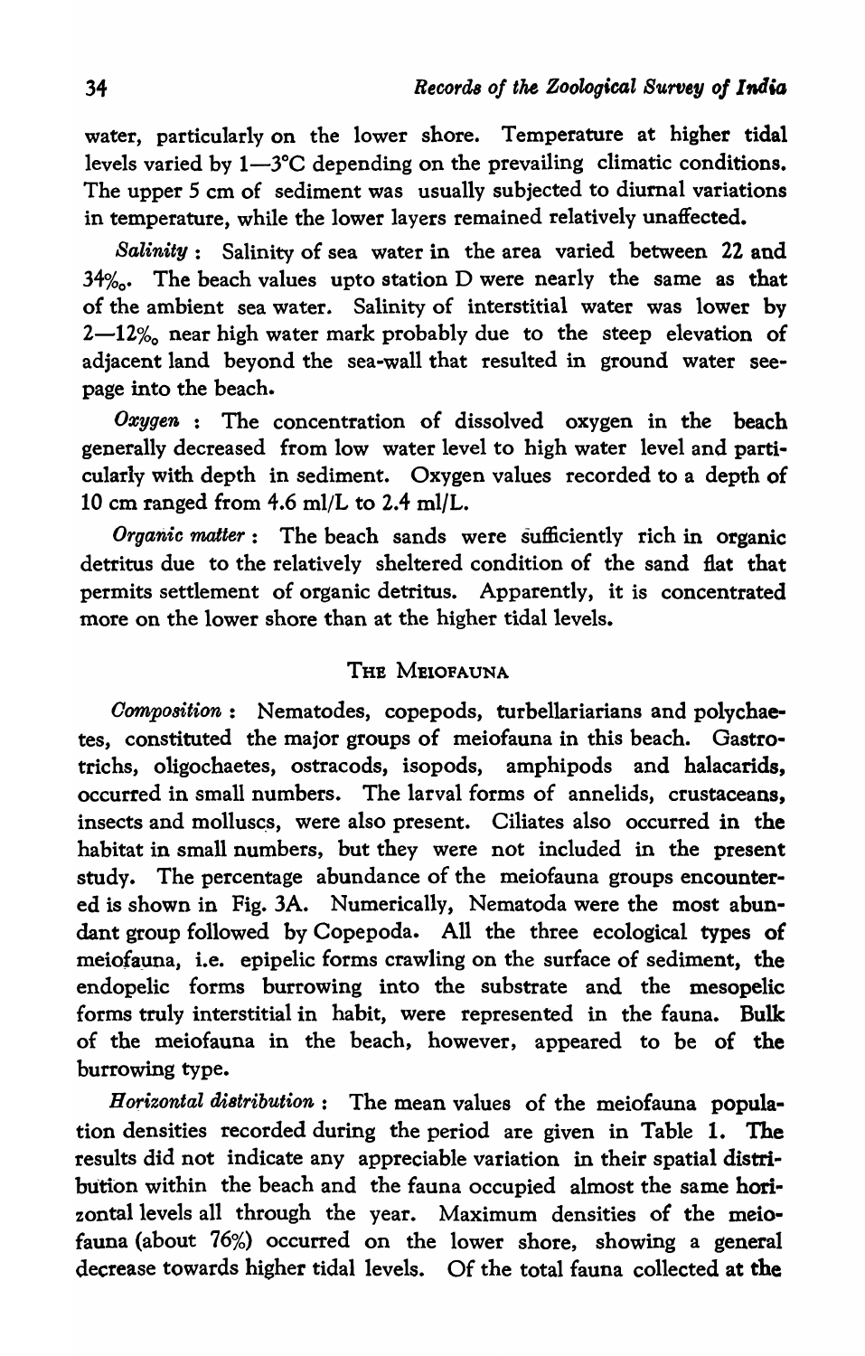water, particularly on the lower shore. Temperature at higher tidal levels varied by 1—3°C depending on the prevailing climatic conditions. The upper 5 cm of sediment was usually subjected to diurnal variations in temperature, while the lower layers remained relatively unaffected.

*Salinity* : Salinity of sea water in the area varied between 22 and 34‰. The beach values upto station D were nearly the same as that of the ambient sea water. Salinity of interstitial water was lower by 2—12‰ near high water mark probably due to the steep elevation of adjacent land beyond the sea-wall that resulted in ground water seepage into the beach.

*Oxygen* : The concentration of dissolved oxygen in the beach generally decreased from low water level to high water level and particularly with depth in sediment. Oxygen values recorded to a depth of 10 cm ranged from 4.6 ml/L to 2.4 ml/L.

*Organic matter* : The beach sands were sufficiently rich in organic detritus due to the relatively sheltered condition of the sand flat that permits settlement of organic detritus. Apparently, it is concentrated more on the lower shore than at the higher tidal levels.

## THE MEIOFAUNA

*Composition* : Nematodes, copepods, turbellariarians and polychaetes, constituted the major groups of meiofauna in this beach. Gastrotrichs, oligochaetes, ostracods, isopods, amphipods and halacarids, occurred in small numbers. The larval forms of annelids, crustaceans, insects and molluscs, were also present. Ciliates also occurred in the habitat in small numbers, but they were not included in the present study. The percentage abundance of the meiofauna groups encountered is shown in Fig. 3A. Numerically, Nematoda were the most abundant group followed by Copepoda. All the three ecological types of meiofauna, i.e. epipelic forms crawling on the surface of sediment, the endopelic forms burrowing into the substrate and the mesopelic forms truly interstitial in habit, were represented in the fauna. Bulk of the meiofauna in the beach, however, appeared to be of the burrowing type.

*Horizontal distribution* : The mean values of the meiofauna population densities recorded during the period are given in Table 1. The results did not indicate any appreciable variation in their spatial distribution within the beach and the fauna occupied almost the same horizontal levels all through the year. Maximum densities of the meiofauna (about 76%) occurred on the lower shore, showing a general decrease towards higher tidal levels. Of the total fauna collected at the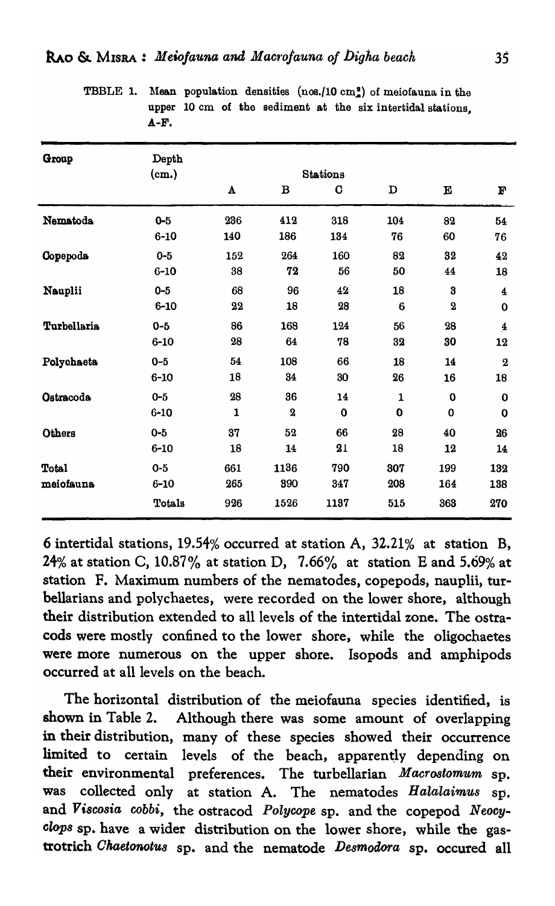TBBLE 1. Mean population densities (nos./10 cm$^2$) of meiofauna in the upper 10 cm of the sediment at the six intertidal stations, A-F.

| Group | Depth (cm.) | Stations | | | | | |
|---|---|---|---|---|---|---|---|
| | | A | B | C | D | E | F |
| **Nematoda** | 0-5 | 236 | 412 | 318 | 104 | 82 | 54 |
| | 6-10 | 140 | 186 | 134 | 76 | 60 | 76 |
| **Copepoda** | 0-5 | 152 | 264 | 160 | 82 | 32 | 42 |
| | 6-10 | 38 | 72 | 56 | 50 | 44 | 18 |
| **Nauplii** | 0-5 | 68 | 96 | 42 | 18 | 3 | 4 |
| | 6-10 | 22 | 18 | 28 | 6 | 2 | 0 |
| **Turbellaria** | 0-5 | 86 | 168 | 124 | 56 | 28 | 4 |
| | 6-10 | 28 | 64 | 78 | 32 | 30 | 12 |
| **Polychaeta** | 0-5 | 54 | 108 | 66 | 18 | 14 | 2 |
| | 6-10 | 18 | 34 | 30 | 26 | 16 | 18 |
| **Ostracoda** | 0-5 | 28 | 36 | 14 | 1 | 0 | 0 |
| | 6-10 | 1 | 2 | 0 | 0 | 0 | 0 |
| **Others** | 0-5 | 37 | 52 | 66 | 28 | 40 | 26 |
| | 6-10 | 18 | 14 | 21 | 18 | 12 | 14 |
| **Total meiofauna** | 0-5 | 661 | 1136 | 790 | 307 | 199 | 132 |
| | 6-10 | 265 | 390 | 347 | 208 | 164 | 138 |
| | Totals | 926 | 1526 | 1137 | 515 | 363 | 270 |

6 intertidal stations, 19.54% occurred at station A, 32.21% at station B, 24% at station C, 10.87% at station D, 7.66% at station E and 5.69% at station F. Maximum numbers of the nematodes, copepods, nauplii, turbellarians and polychaetes, were recorded on the lower shore, although their distribution extended to all levels of the intertidal zone. The ostracods were mostly confined to the lower shore, while the oligochaetes were more numerous on the upper shore. Isopods and amphipods occurred at all levels on the beach.

The horizontal distribution of the meiofauna species identified, is shown in Table 2. Although there was some amount of overlapping in their distribution, many of these species showed their occurrence limited to certain levels of the beach, apparently depending on their environmental preferences. The turbellarian *Macrostomum* sp. was collected only at station A. The nematodes *Halalaimus* sp. and *Viscosia cobbi*, the ostracod *Polycope* sp. and the copepod *Neocyclops* sp. have a wider distribution on the lower shore, while the gastrotrich *Chaetonotus* sp. and the nematode *Desmodora* sp. occured all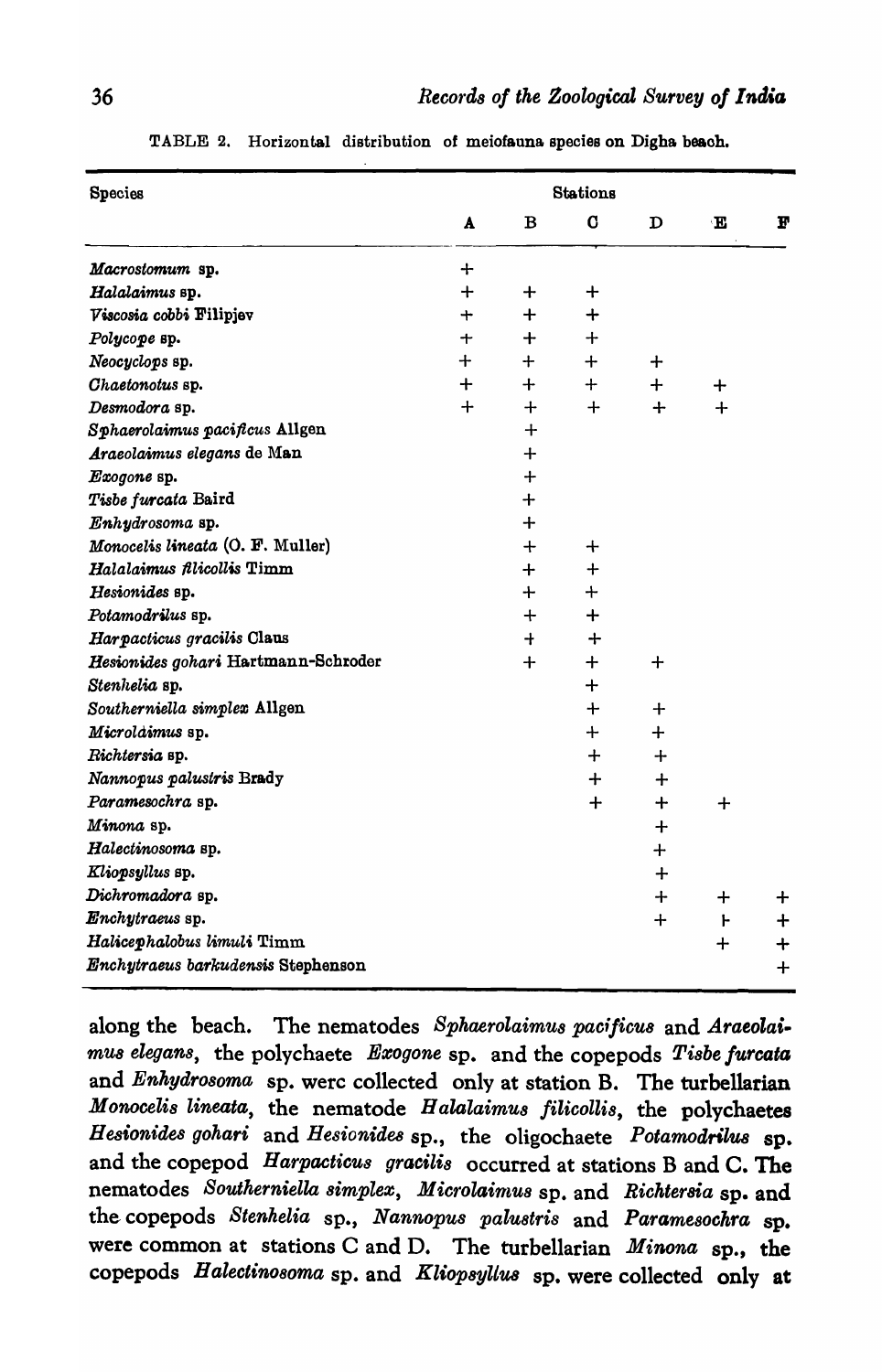TABLE 2. Horizontal distribution of meiofauna species on Digha beach.

| Species | Stations | | | | | |
|---|---|---|---|---|---|---|
| | A | B | C | D | E | F |
| *Macrostomum* sp. | + | | | | | |
| *Halalaimus* sp. | + | + | + | | | |
| *Viscosia cobbi* Filipjev | + | + | + | | | |
| *Polycope* sp. | + | + | + | | | |
| *Neocyclops* sp. | + | + | + | + | | |
| *Chaetonotus* sp. | + | + | + | + | + | |
| *Desmodora* sp. | + | + | + | + | + | |
| *Sphaerolaimus pacificus* Allgen | | + | | | | |
| *Araeolaimus elegans* de Man | | + | | | | |
| *Exogone* sp. | | + | | | | |
| *Tisbe furcata* Baird | | + | | | | |
| *Enhydrosoma* sp. | | + | | | | |
| *Monocelis lineata* (O. F. Muller) | | + | + | | | |
| *Halalaimus filicollis* Timm | | + | + | | | |
| *Hesionides* sp. | | + | + | | | |
| *Potamodrilus* sp. | | + | + | | | |
| *Harpacticus gracilis* Claus | | + | + | | | |
| *Hesionides gohari* Hartmann-Schroder | | + | + | + | | |
| *Stenhelia* sp. | | | + | | | |
| *Southerniella simplex* Allgen | | | + | + | | |
| *Microlaimus* sp. | | | + | + | | |
| *Richtersia* sp. | | | + | + | | |
| *Nannopus palustris* Brady | | | + | + | | |
| *Paramesochra* sp. | | | + | + | + | |
| *Minona* sp. | | | | + | | |
| *Halectinosoma* sp. | | | | + | | |
| *Kliopsyllus* sp. | | | | + | | |
| *Dichromadora* sp. | | | | + | + | + |
| *Enchytraeus* sp. | | | | + | + | + |
| *Halicephalobus limuli* Timm | | | | | + | + |
| *Enchytraeus barkudensis* Stephenson | | | | | | + |

along the beach. The nematodes *Sphaerolaimus pacificus* and *Araeolaimus elegans*, the polychaete *Exogone* sp. and the copepods *Tisbe furcata* and *Enhydrosoma* sp. werc collected only at station B. The turbellarian *Monocelis lineata*, the nematode *Halalaimus filicollis*, the polychaetes *Hesionides gohari* and *Hesionides* sp., the oligochaete *Potamodrilus* sp. and the copepod *Harpacticus gracilis* occurred at stations B and C. The nematodes *Southerniella simplex*, *Microlaimus* sp. and *Richtersia* sp. and the copepods *Stenhelia* sp., *Nannopus palustris* and *Paramesochra* sp. were common at stations C and D. The turbellarian *Minona* sp., the copepods *Halectinosoma* sp. and *Kliopsyllus* sp. were collected only at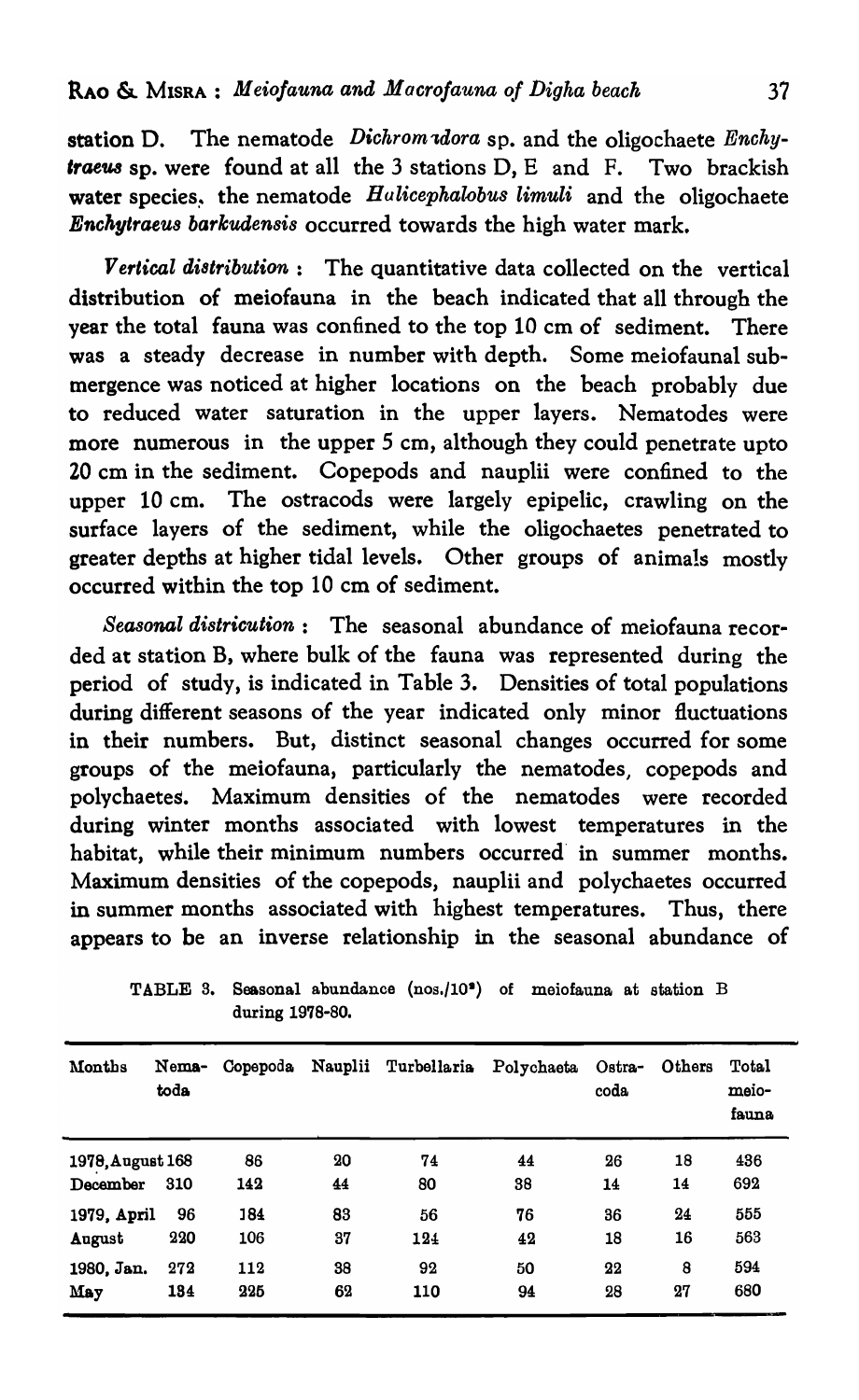station D. The nematode *Dichromadora* sp. and the oligochaete *Enchytraeus* sp. were found at all the 3 stations D, E and F. Two brackish water species, the nematode *Halicephalobus limuli* and the oligochaete *Enchytraeus barkudensis* occurred towards the high water mark.

*Vertical distribution* : The quantitative data collected on the vertical distribution of meiofauna in the beach indicated that all through the year the total fauna was confined to the top 10 cm of sediment. There was a steady decrease in number with depth. Some meiofaunal submergence was noticed at higher locations on the beach probably due to reduced water saturation in the upper layers. Nematodes were more numerous in the upper 5 cm, although they could penetrate upto 20 cm in the sediment. Copepods and nauplii were confined to the upper 10 cm. The ostracods were largely epipelic, crawling on the surface layers of the sediment, while the oligochaetes penetrated to greater depths at higher tidal levels. Other groups of animals mostly occurred within the top 10 cm of sediment.

*Seasonal districution* : The seasonal abundance of meiofauna recorded at station B, where bulk of the fauna was represented during the period of study, is indicated in Table 3. Densities of total populations during different seasons of the year indicated only minor fluctuations in their numbers. But, distinct seasonal changes occurred for some groups of the meiofauna, particularly the nematodes, copepods and polychaetes. Maximum densities of the nematodes were recorded during winter months associated with lowest temperatures in the habitat, while their minimum numbers occurred in summer months. Maximum densities of the copepods, nauplii and polychaetes occurred in summer months associated with highest temperatures. Thus, there appears to be an inverse relationship in the seasonal abundance of

TABLE 3. Seasonal abundance (nos./$10^3$) of meiofauna at station B during 1978-80.

| Months | Nematoda | Copepoda | Nauplii | Turbellaria | Polychaeta | Ostracoda | Others | Total meiofauna |
|---|---|---|---|---|---|---|---|---|
| 1978, August | 168 | 86 | 20 | 74 | 44 | 26 | 18 | 436 |
| December | 310 | 142 | 44 | 80 | 38 | 14 | 14 | 692 |
| 1979, April | 96 | 184 | 83 | 56 | 76 | 36 | 24 | 555 |
| August | 220 | 106 | 37 | 124 | 42 | 18 | 16 | 563 |
| 1980, Jan. | 272 | 112 | 38 | 92 | 50 | 22 | 8 | 594 |
| May | 134 | 225 | 62 | 110 | 94 | 28 | 27 | 680 |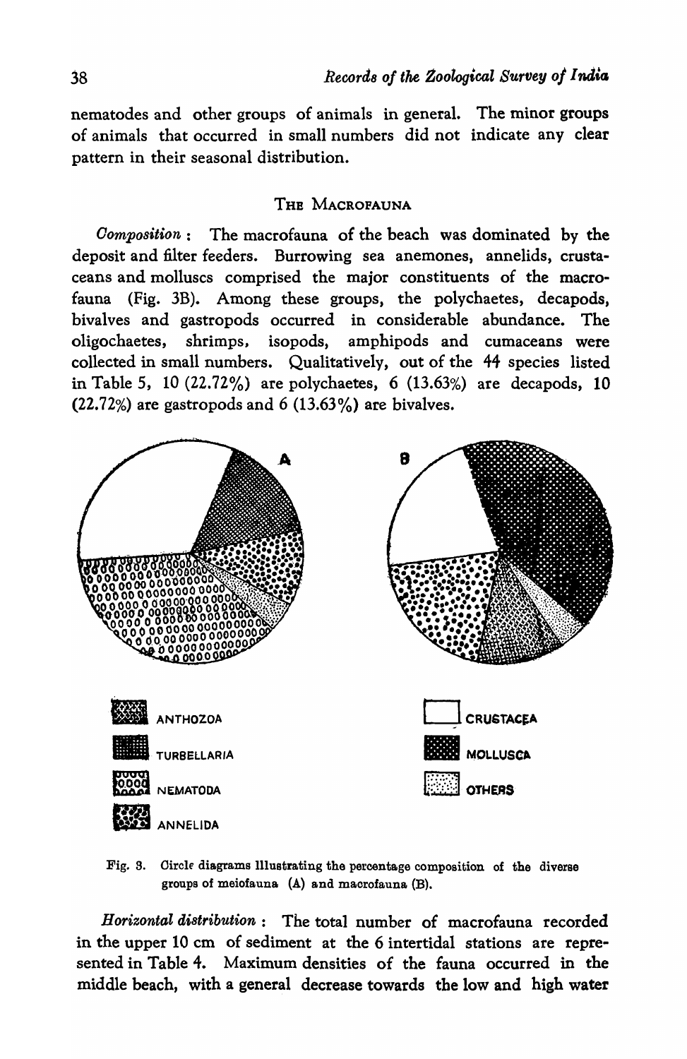nematodes and other groups of animals in general. The minor groups of animals that occurred in small numbers did not indicate any clear pattern in their seasonal distribution.

## The Macrofauna

*Composition* : The macrofauna of the beach was dominated by the deposit and filter feeders. Burrowing sea anemones, annelids, crustaceans and molluscs comprised the major constituents of the macrofauna (Fig. 3B). Among these groups, the polychaetes, decapods, bivalves and gastropods occurred in considerable abundance. The oligochaetes, shrimps, isopods, amphipods and cumaceans were collected in small numbers. Qualitatively, out of the 44 species listed in Table 5, 10 (22.72%) are polychaetes, 6 (13.63%) are decapods, 10 (22.72%) are gastropods and 6 (13.63%) are bivalves.

A

B

ANTHOZOA

TURBELLARIA

NEMATODA

ANNELIDA

CRUSTACEA

MOLLUSCA

OTHERS

Fig. 3. Circle diagrams illustrating the percentage composition of the diverse groups of meiofauna (A) and macrofauna (B).

*Horizontal distribution* : The total number of macrofauna recorded in the upper 10 cm of sediment at the 6 intertidal stations are represented in Table 4. Maximum densities of the fauna occurred in the middle beach, with a general decrease towards the low and high water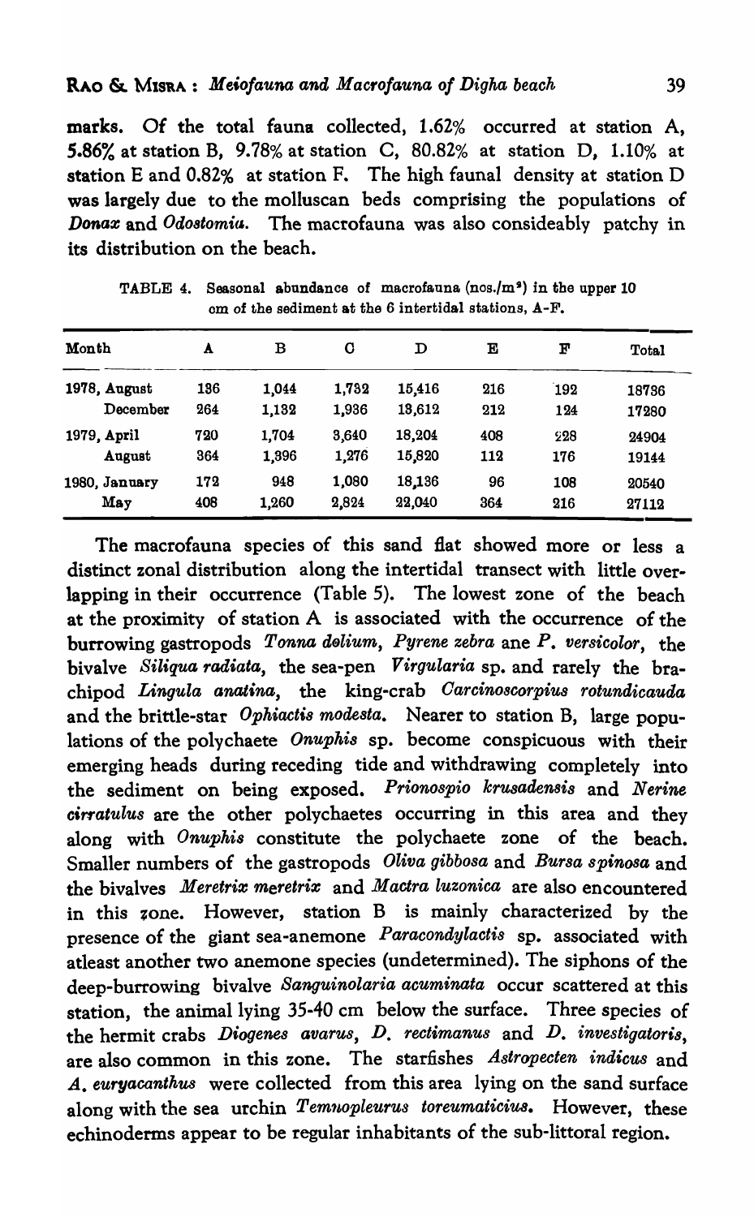marks. Of the total fauna collected, 1.62% occurred at station A, 5.86% at station B, 9.78% at station C, 80.82% at station D, 1.10% at station E and 0.82% at station F. The high faunal density at station D was largely due to the molluscan beds comprising the populations of *Donax* and *Odostomia*. The macrofauna was also consideably patchy in its distribution on the beach.

TABLE 4. Seasonal abundance of macrofauna (nos./m$^2$) in the upper 10 cm of the sediment at the 6 intertidal stations, A-F.

| Month | A | B | C | D | E | F | Total |
|---|---|---|---|---|---|---|---|
| 1978, August | 136 | 1,044 | 1,732 | 15,416 | 216 | 192 | 18736 |
| December | 264 | 1,132 | 1,936 | 13,612 | 212 | 124 | 17280 |
| 1979, April | 720 | 1,704 | 3,640 | 18,204 | 408 | 228 | 24904 |
| August | 364 | 1,396 | 1,276 | 15,820 | 112 | 176 | 19144 |
| 1980, January | 172 | 948 | 1,080 | 18,136 | 96 | 108 | 20540 |
| May | 408 | 1,260 | 2,824 | 22,040 | 364 | 216 | 27112 |

The macrofauna species of this sand flat showed more or less a distinct zonal distribution along the intertidal transect with little overlapping in their occurrence (Table 5). The lowest zone of the beach at the proximity of station A is associated with the occurrence of the burrowing gastropods *Tonna dolium*, *Pyrene zebra* ane *P. versicolor*, the bivalve *Siliqua radiata*, the sea-pen *Virgularia* sp. and rarely the brachipod *Lingula anatina*, the king-crab *Carcinoscorpius rotundicauda* and the brittle-star *Ophiactis modesta*. Nearer to station B, large populations of the polychaete *Onuphis* sp. become conspicuous with their emerging heads during receding tide and withdrawing completely into the sediment on being exposed. *Prionospio krusadensis* and *Nerine cirratulus* are the other polychaetes occurring in this area and they along with *Onuphis* constitute the polychaete zone of the beach. Smaller numbers of the gastropods *Oliva gibbosa* and *Bursa spinosa* and the bivalves *Meretrix meretrix* and *Mactra luzonica* are also encountered in this zone. However, station B is mainly characterized by the presence of the giant sea-anemone *Paracondylactis* sp. associated with atleast another two anemone species (undetermined). The siphons of the deep-burrowing bivalve *Sanguinolaria acuminata* occur scattered at this station, the animal lying 35-40 cm below the surface. Three species of the hermit crabs *Diogenes avarus*, *D. rectimanus* and *D. investigatoris*, are also common in this zone. The starfishes *Astropecten indicus* and *A. euryacanthus* were collected from this area lying on the sand surface along with the sea urchin *Temnopleurus toreumaticius*. However, these echinoderms appear to be regular inhabitants of the sub-littoral region.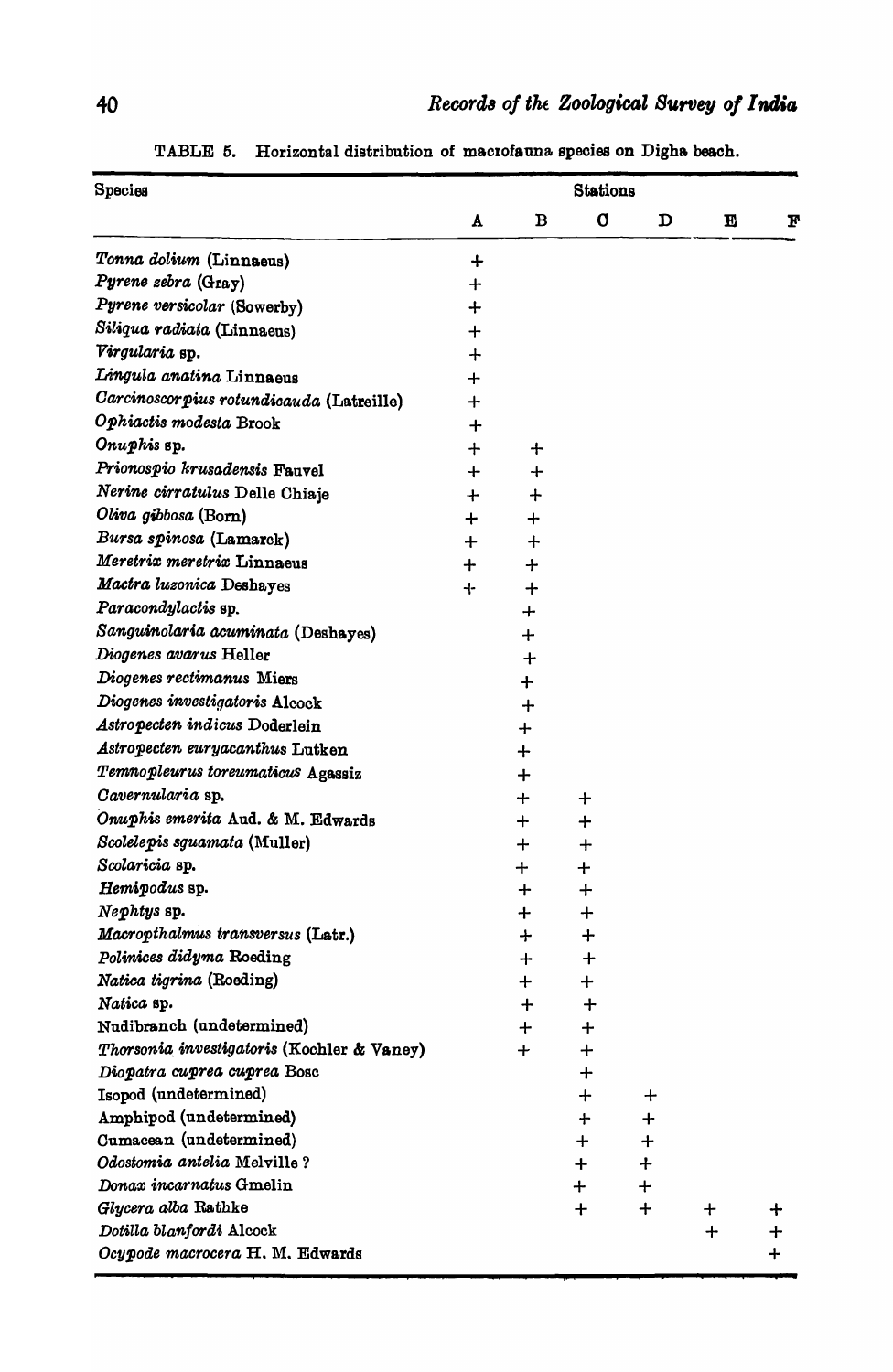TABLE 5. Horizontal distribution of macrofauna species on Digha beach.

| Species | Stations | | | | | |
|---|---|---|---|---|---|---|
| | A | B | C | D | E | F |
| *Tonna dolium* (Linnaeus) | + | | | | | |
| *Pyrene zebra* (Gray) | + | | | | | |
| *Pyrene versicolar* (Sowerby) | + | | | | | |
| *Siliqua radiata* (Linnaeus) | + | | | | | |
| *Virgularia* sp. | + | | | | | |
| *Lingula anatina* Linnaeus | + | | | | | |
| *Carcinoscorpius rotundicauda* (Latreille) | + | | | | | |
| *Ophiactis modesta* Brook | + | | | | | |
| *Onuphis* sp. | + | + | | | | |
| *Prionospio krusadensis* Fauvel | + | + | | | | |
| *Nerine cirratulus* Delle Chiaje | + | + | | | | |
| *Oliva gibbosa* (Born) | + | + | | | | |
| *Bursa spinosa* (Lamarck) | + | + | | | | |
| *Meretrix meretrix* Linnaeus | + | + | | | | |
| *Mactra luzonica* Deshayes | + | + | | | | |
| *Paracondylactis* sp. | | + | | | | |
| *Sanguinolaria acuminata* (Deshayes) | | + | | | | |
| *Diogenes avarus* Heller | | + | | | | |
| *Diogenes rectimanus* Miers | | + | | | | |
| *Diogenes investigatoris* Alcock | | + | | | | |
| *Astropecten indicus* Doderlein | | + | | | | |
| *Astropecten euryacanthus* Lutken | | + | | | | |
| *Temnopleurus toreumaticus* Agassiz | | + | | | | |
| *Cavernularia* sp. | | + | + | | | |
| *Onuphis emerita* Aud. & M. Edwards | | + | + | | | |
| *Scolelepis squamata* (Muller) | | + | + | | | |
| *Scolaricia* sp. | | + | + | | | |
| *Hemipodus* sp. | | + | + | | | |
| *Nephtys* sp. | | + | + | | | |
| *Macropthalmus transversus* (Latr.) | | + | + | | | |
| *Polinices didyma* Roeding | | + | + | | | |
| *Natica tigrina* (Roeding) | | + | + | | | |
| *Natica* sp. | | + | + | | | |
| Nudibranch (undetermined) | | + | + | | | |
| *Thorsonia investigatoris* (Kochler & Vaney) | | + | + | | | |
| *Diopatra cuprea cuprea* Bosc | | | + | | | |
| Isopod (undetermined) | | | + | + | | |
| Amphipod (undetermined) | | | + | + | | |
| Cumacean (undetermined) | | | + | + | | |
| *Odostomia antelia* Melville ? | | | + | + | | |
| *Donax incarnatus* Gmelin | | | + | + | | |
| *Glycera alba* Rathke | | | + | + | + | + |
| *Dotilla blanfordi* Alcock | | | | | + | + |
| *Ocypode macrocera* H. M. Edwards | | | | | | + |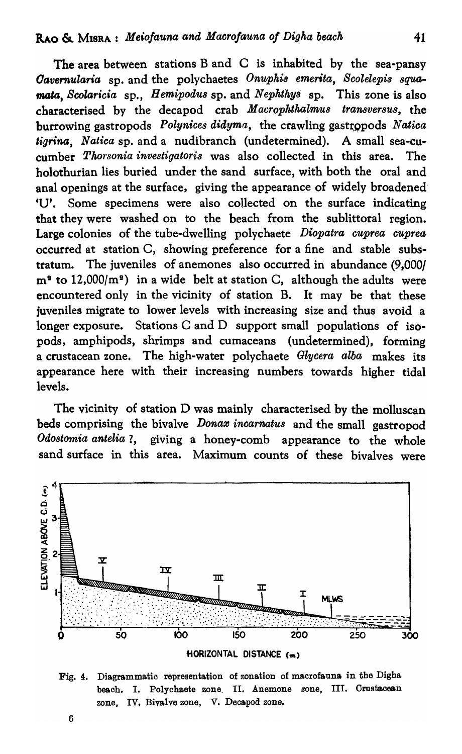The area between stations B and C is inhabited by the sea-pansy *Cavernularia* sp. and the polychaetes *Onuphis emerita*, *Scolelepis squamata*, *Scolaricia* sp., *Hemipodus* sp. and *Nephthys* sp. This zone is also characterised by the decapod crab *Macrophthalmus transversus*, the burrowing gastropods *Polynices didyma*, the crawling gastropods *Natica tigrina*, *Natica* sp. and a nudibranch (undetermined). A small sea-cucumber *Thorsonia investigatoris* was also collected in this area. The holothurian lies buried under the sand surface, with both the oral and anal openings at the surface, giving the appearance of widely broadened 'U'. Some specimens were also collected on the surface indicating that they were washed on to the beach from the sublittoral region. Large colonies of the tube-dwelling polychaete *Diopatra cuprea cuprea* occurred at station C, showing preference for a fine and stable substratum. The juveniles of anemones also occurred in abundance (9,000/$m^2$ to 12,000/$m^2$) in a wide belt at station C, although the adults were encountered only in the vicinity of station B. It may be that these juveniles migrate to lower levels with increasing size and thus avoid a longer exposure. Stations C and D support small populations of isopods, amphipods, shrimps and cumaceans (undetermined), forming a crustacean zone. The high-water polychaete *Glycera alba* makes its appearance here with their increasing numbers towards higher tidal levels.

The vicinity of station D was mainly characterised by the molluscan beds comprising the bivalve *Donax incarnatus* and the small gastropod *Odostomia antelia* ?, giving a honey-comb appearance to the whole sand surface in this area. Maximum counts of these bivalves were

Fig. 4. Diagrammatic representation of zonation of macrofauna in the Digha beach. I. Polychaete zone, II. Anemone zone, III. Crustacean zone, IV. Bivalve zone, V. Decapod zone.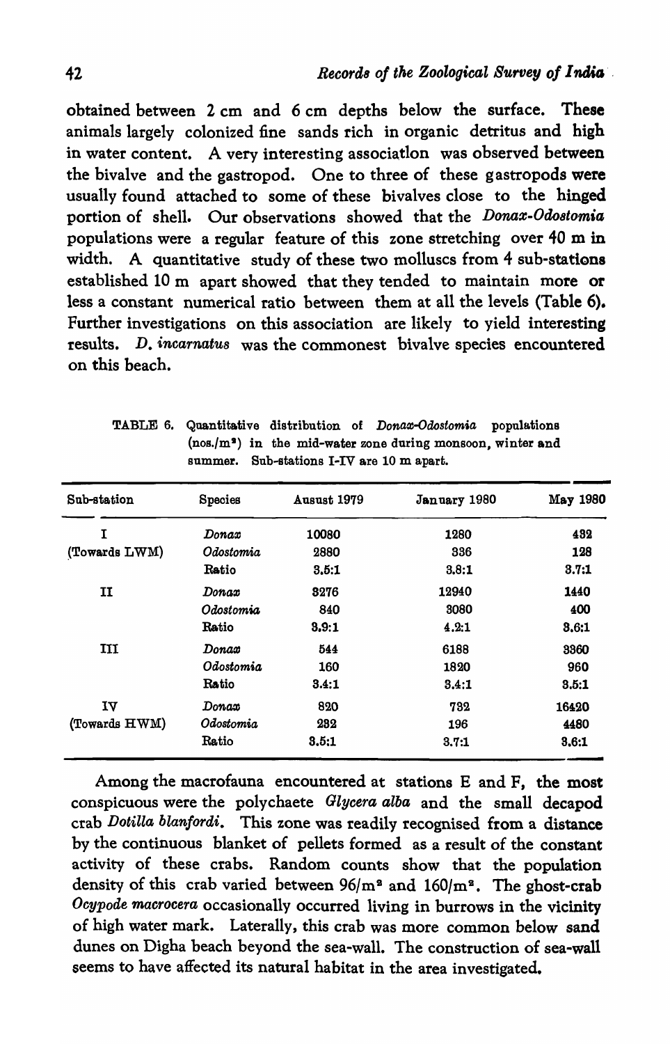obtained between 2 cm and 6 cm depths below the surface. These animals largely colonized fine sands rich in organic detritus and high in water content. A very interesting association was observed between the bivalve and the gastropod. One to three of these gastropods were usually found attached to some of these bivalves close to the hinged portion of shell. Our observations showed that the *Donax-Odostomia* populations were a regular feature of this zone stretching over 40 m in width. A quantitative study of these two molluscs from 4 sub-stations established 10 m apart showed that they tended to maintain more or less a constant numerical ratio between them at all the levels (Table 6). Further investigations on this association are likely to yield interesting results. *D. incarnatus* was the commonest bivalve species encountered on this beach.

TABLE 6. Quantitative distribution of *Donax-Odostomia* populations (nos./$m^2$) in the mid-water zone during monsoon, winter and summer. Sub-stations I-IV are 10 m apart.

| Sub-station | Species | Ausust 1979 | January 1980 | May 1980 |
|---|---|---|---|---|
| I | *Donax* | 10080 | 1280 | 492 |
| (Towards LWM) | *Odostomia* | 2880 | 336 | 128 |
| | Ratio | 3.5:1 | 3.8:1 | 3.7:1 |
| II | *Donax* | 3276 | 12940 | 1440 |
| | *Odostomia* | 840 | 3080 | 400 |
| | Ratio | 3.9:1 | 4.2:1 | 3.6:1 |
| III | *Donax* | 544 | 6188 | 3360 |
| | *Odostomia* | 160 | 1820 | 960 |
| | Ratio | 3.4:1 | 3.4:1 | 3.5:1 |
| IV | *Donax* | 820 | 732 | 16420 |
| (Towards HWM) | *Odostomia* | 232 | 196 | 4480 |
| | Ratio | 3.5:1 | 3.7:1 | 3.6:1 |

Among the macrofauna encountered at stations E and F, the most conspicuous were the polychaete *Glycera alba* and the small decapod crab *Dotilla blanfordi*. This zone was readily recognised from a distance by the continuous blanket of pellets formed as a result of the constant activity of these crabs. Random counts show that the population density of this crab varied between $96/m^2$ and $160/m^2$. The ghost-crab *Ocypode macrocera* occasionally occurred living in burrows in the vicinity of high water mark. Laterally, this crab was more common below sand dunes on Digha beach beyond the sea-wall. The construction of sea-wall seems to have affected its natural habitat in the area investigated.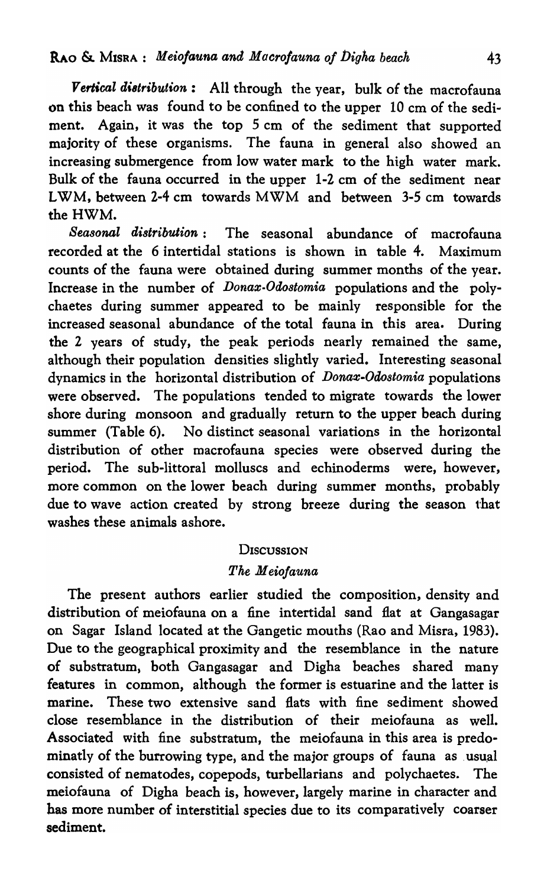*Vertical distribution* : All through the year, bulk of the macrofauna on this beach was found to be confined to the upper 10 cm of the sediment. Again, it was the top 5 cm of the sediment that supported majority of these organisms. The fauna in general also showed an increasing submergence from low water mark to the high water mark. Bulk of the fauna occurred in the upper 1-2 cm of the sediment near LWM, between 2-4 cm towards MWM and between 3-5 cm towards the HWM.

*Seasonal distribution* : The seasonal abundance of macrofauna recorded at the 6 intertidal stations is shown in table 4. Maximum counts of the fauna were obtained during summer months of the year. Increase in the number of *Donax-Odostomia* populations and the polychaetes during summer appeared to be mainly responsible for the increased seasonal abundance of the total fauna in this area. During the 2 years of study, the peak periods nearly remained the same, although their population densities slightly varied. Interesting seasonal dynamics in the horizontal distribution of *Donax-Odostomia* populations were observed. The populations tended to migrate towards the lower shore during monsoon and gradually return to the upper beach during summer (Table 6). No distinct seasonal variations in the horizontal distribution of other macrofauna species were observed during the period. The sub-littoral molluscs and echinoderms were, however, more common on the lower beach during summer months, probably due to wave action created by strong breeze during the season that washes these animals ashore.

## Discussion

### *The Meiofauna*

The present authors earlier studied the composition, density and distribution of meiofauna on a fine intertidal sand flat at Gangasagar on Sagar Island located at the Gangetic mouths (Rao and Misra, 1983). Due to the geographical proximity and the resemblance in the nature of substratum, both Gangasagar and Digha beaches shared many features in common, although the former is estuarine and the latter is marine. These two extensive sand flats with fine sediment showed close resemblance in the distribution of their meiofauna as well. Associated with fine substratum, the meiofauna in this area is predominatly of the burrowing type, and the major groups of fauna as usual consisted of nematodes, copepods, turbellarians and polychaetes. The meiofauna of Digha beach is, however, largely marine in character and has more number of interstitial species due to its comparatively coarser sediment.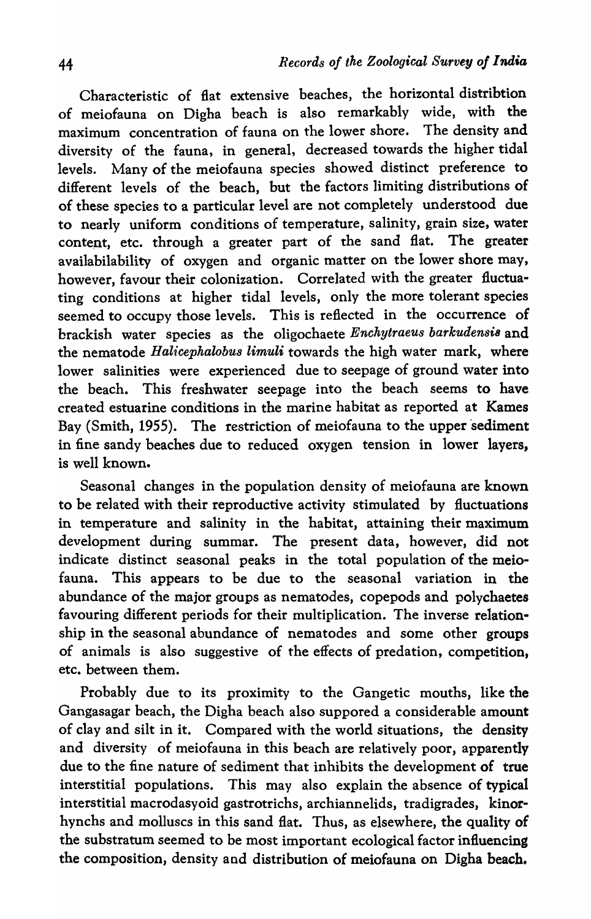Characteristic of flat extensive beaches, the horizontal distribtion of meiofauna on Digha beach is also remarkably wide, with the maximum concentration of fauna on the lower shore. The density and diversity of the fauna, in general, decreased towards the higher tidal levels. Many of the meiofauna species showed distinct preference to different levels of the beach, but the factors limiting distributions of of these species to a particular level are not completely understood due to nearly uniform conditions of temperature, salinity, grain size, water content, etc. through a greater part of the sand flat. The greater availabilability of oxygen and organic matter on the lower shore may, however, favour their colonization. Correlated with the greater fluctuating conditions at higher tidal levels, only the more tolerant species seemed to occupy those levels. This is reflected in the occurrence of brackish water species as the oligochaete *Enchytraeus barkudensis* and the nematode *Halicephalobus limuli* towards the high water mark, where lower salinities were experienced due to seepage of ground water into the beach. This freshwater seepage into the beach seems to have created estuarine conditions in the marine habitat as reported at Kames Bay (Smith, 1955). The restriction of meiofauna to the upper sediment in fine sandy beaches due to reduced oxygen tension in lower layers, is well known.

Seasonal changes in the population density of meiofauna are known to be related with their reproductive activity stimulated by fluctuations in temperature and salinity in the habitat, attaining their maximum development during summar. The present data, however, did not indicate distinct seasonal peaks in the total population of the meiofauna. This appears to be due to the seasonal variation in the abundance of the major groups as nematodes, copepods and polychaetes favouring different periods for their multiplication. The inverse relationship in the seasonal abundance of nematodes and some other groups of animals is also suggestive of the effects of predation, competition, etc. between them.

Probably due to its proximity to the Gangetic mouths, like the Gangasagar beach, the Digha beach also suppored a considerable amount of clay and silt in it. Compared with the world situations, the density and diversity of meiofauna in this beach are relatively poor, apparently due to the fine nature of sediment that inhibits the development of true interstitial populations. This may also explain the absence of typical interstitial macrodasyoid gastrotrichs, archiannelids, tradigrades, kinorhynchs and molluscs in this sand flat. Thus, as elsewhere, the quality of the substratum seemed to be most important ecological factor influencing the composition, density and distribution of meiofauna on Digha beach.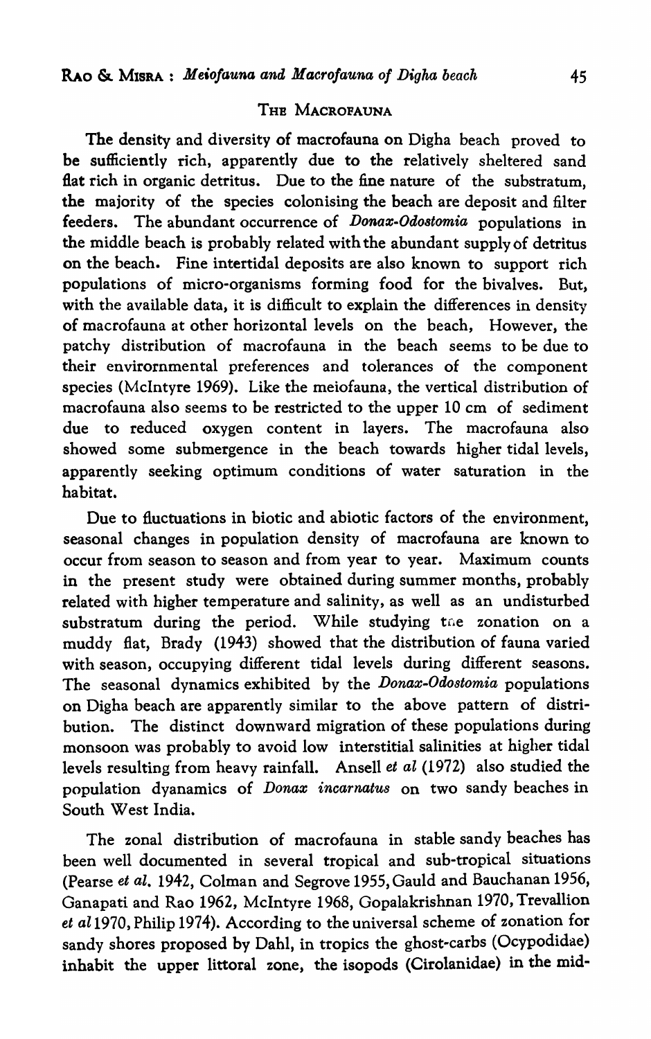## THE MACROFAUNA

The density and diversity of macrofauna on Digha beach proved to be sufficiently rich, apparently due to the relatively sheltered sand flat rich in organic detritus. Due to the fine nature of the substratum, the majority of the species colonising the beach are deposit and filter feeders. The abundant occurrence of *Donax-Odostomia* populations in the middle beach is probably related with the abundant supply of detritus on the beach. Fine intertidal deposits are also known to support rich populations of micro-organisms forming food for the bivalves. But, with the available data, it is difficult to explain the differences in density of macrofauna at other horizontal levels on the beach, However, the patchy distribution of macrofauna in the beach seems to be due to their envirornmental preferences and tolerances of the component species (McIntyre 1969). Like the meiofauna, the vertical distribution of macrofauna also seems to be restricted to the upper 10 cm of sediment due to reduced oxygen content in layers. The macrofauna also showed some submergence in the beach towards higher tidal levels, apparently seeking optimum conditions of water saturation in the habitat.

Due to fluctuations in biotic and abiotic factors of the environment, seasonal changes in population density of macrofauna are known to occur from season to season and from year to year. Maximum counts in the present study were obtained during summer months, probably related with higher temperature and salinity, as well as an undisturbed substratum during the period. While studying the zonation on a muddy flat, Brady (1943) showed that the distribution of fauna varied with season, occupying different tidal levels during different seasons. The seasonal dynamics exhibited by the *Donax-Odostomia* populations on Digha beach are apparently similar to the above pattern of distribution. The distinct downward migration of these populations during monsoon was probably to avoid low interstitial salinities at higher tidal levels resulting from heavy rainfall. Ansell *et al* (1972) also studied the population dyanamics of *Donax incarnatus* on two sandy beaches in South West India.

The zonal distribution of macrofauna in stable sandy beaches has been well documented in several tropical and sub-tropical situations (Pearse *et al.* 1942, Colman and Segrove 1955, Gauld and Bauchanan 1956, Ganapati and Rao 1962, McIntyre 1968, Gopalakrishnan 1970, Trevallion *et al* 1970, Philip 1974). According to the universal scheme of zonation for sandy shores proposed by Dahl, in tropics the ghost-carbs (Ocypodidae) inhabit the upper littoral zone, the isopods (Cirolanidae) in the mid-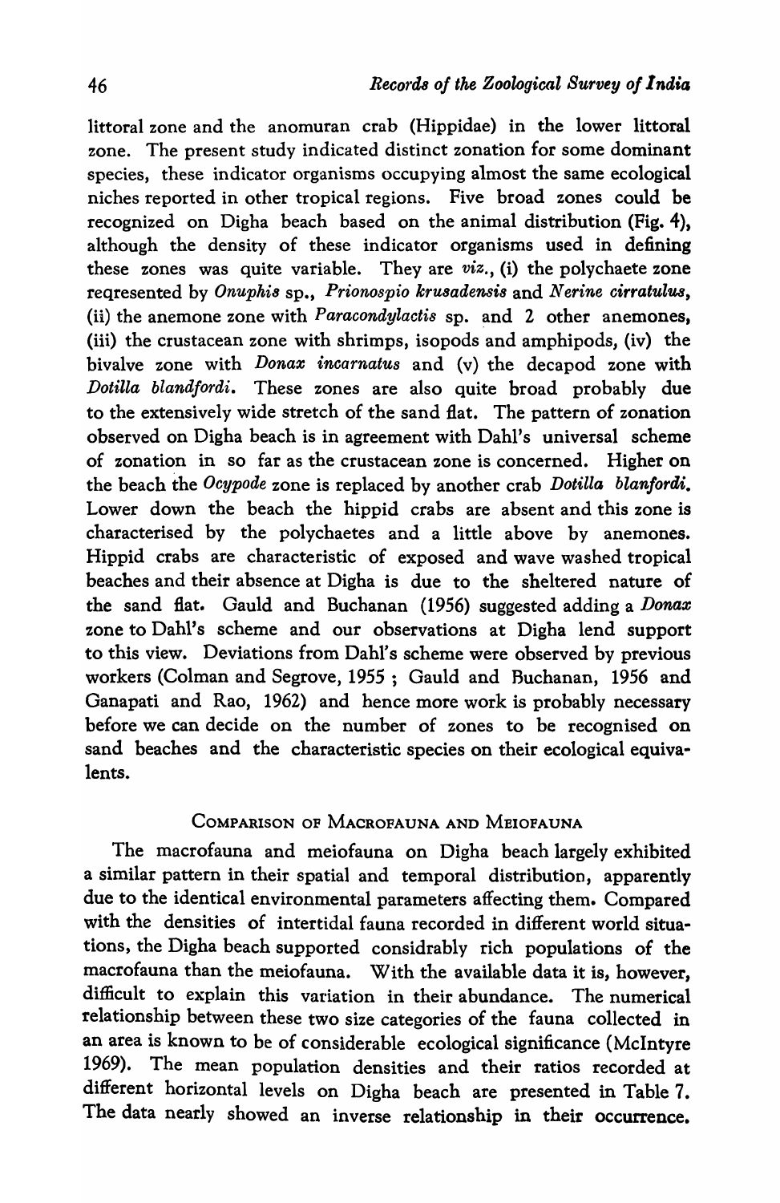littoral zone and the anomuran crab (Hippidae) in the lower littoral zone. The present study indicated distinct zonation for some dominant species, these indicator organisms occupying almost the same ecological niches reported in other tropical regions. Five broad zones could be recognized on Digha beach based on the animal distribution (Fig. 4), although the density of these indicator organisms used in defining these zones was quite variable. They are *viz.*, (i) the polychaete zone reqresented by *Onuphis* sp., *Prionospio krusadensis* and *Nerine cirratulus*, (ii) the anemone zone with *Paracondylactis* sp. and 2 other anemones, (iii) the crustacean zone with shrimps, isopods and amphipods, (iv) the bivalve zone with *Donax incarnatus* and (v) the decapod zone with *Dotilla blandfordi*. These zones are also quite broad probably due to the extensively wide stretch of the sand flat. The pattern of zonation observed on Digha beach is in agreement with Dahl's universal scheme of zonation in so far as the crustacean zone is concerned. Higher on the beach the *Ocypode* zone is replaced by another crab *Dotilla blanfordi.* Lower down the beach the hippid crabs are absent and this zone is characterised by the polychaetes and a little above by anemones. Hippid crabs are characteristic of exposed and wave washed tropical beaches and their absence at Digha is due to the sheltered nature of the sand flat. Gauld and Buchanan (1956) suggested adding a *Donax* zone to Dahl's scheme and our observations at Digha lend support to this view. Deviations from Dahl's scheme were observed by previous workers (Colman and Segrove, 1955 ; Gauld and Buchanan, 1956 and Ganapati and Rao, 1962) and hence more work is probably necessary before we can decide on the number of zones to be recognised on sand beaches and the characteristic species on their ecological equivalents.

## Comparison of Macrofauna and Meiofauna

The macrofauna and meiofauna on Digha beach largely exhibited a similar pattern in their spatial and temporal distribution, apparently due to the identical environmental parameters affecting them. Compared with the densities of intertidal fauna recorded in different world situations, the Digha beach supported considrably rich populations of the macrofauna than the meiofauna. With the available data it is, however, difficult to explain this variation in their abundance. The numerical relationship between these two size categories of the fauna collected in an area is known to be of considerable ecological significance (McIntyre 1969). The mean population densities and their ratios recorded at different horizontal levels on Digha beach are presented in Table 7. The data nearly showed an inverse relationship in their occurrence.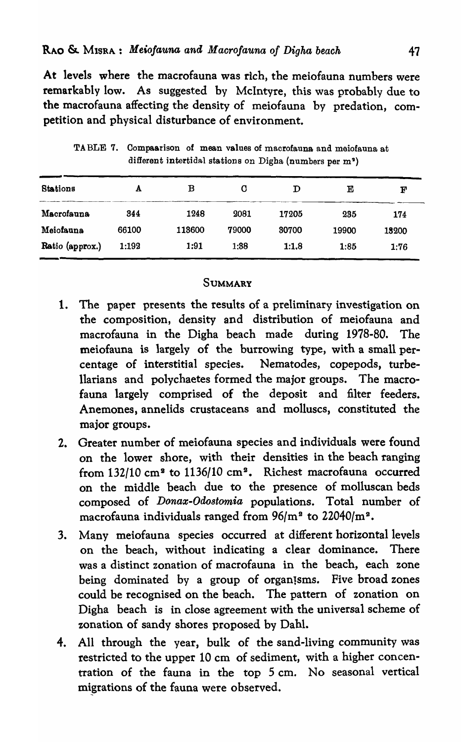At levels where the macrofauna was rich, the meiofauna numbers were remarkably low. As suggested by McIntyre, this was probably due to the macrofauna affecting the density of meiofauna by predation, competition and physical disturbance of environment.

TABLE 7. Compaarison of mean values of macrofauna and meiofauna at different intertidal stations on Digha (numbers per $m^2$)

| Stations | A | B | C | D | E | F |
|---|---|---|---|---|---|---|
| Macrofauna | 344 | 1248 | 2081 | 17205 | 235 | 174 |
| Meiofauna | 66100 | 113600 | 79000 | 30700 | 19900 | 13200 |
| Ratio (approx.) | 1:192 | 1:91 | 1:38 | 1:1.8 | 1:85 | 1:76 |

## SUMMARY

1. The paper presents the results of a preliminary investigation on the composition, density and distribution of meiofauna and macrofauna in the Digha beach made during 1978-80. The meiofauna is largely of the burrowing type, with a small percentage of interstitial species. Nematodes, copepods, turbellarians and polychaetes formed the major groups. The macrofauna largely comprised of the deposit and filter feeders. Anemones, annelids crustaceans and molluscs, constituted the major groups.
2. Greater number of meiofauna species and individuals were found on the lower shore, with their densities in the beach ranging from 132/10 $cm^2$ to 1136/10 $cm^2$. Richest macrofauna occurred on the middle beach due to the presence of molluscan beds composed of *Donax-Odostomia* populations. Total number of macrofauna individuals ranged from 96/$m^2$ to 22040/$m^2$.
3. Many meiofauna species occurred at different horizontal levels on the beach, without indicating a clear dominance. There was a distinct zonation of macrofauna in the beach, each zone being dominated by a group of organisms. Five broad zones could be recognised on the beach. The pattern of zonation on Digha beach is in close agreement with the universal scheme of zonation of sandy shores proposed by Dahl.
4. All through the year, bulk of the sand-living community was restricted to the upper 10 cm of sediment, with a higher concentration of the fauna in the top 5 cm. No seasonal vertical migrations of the fauna were observed.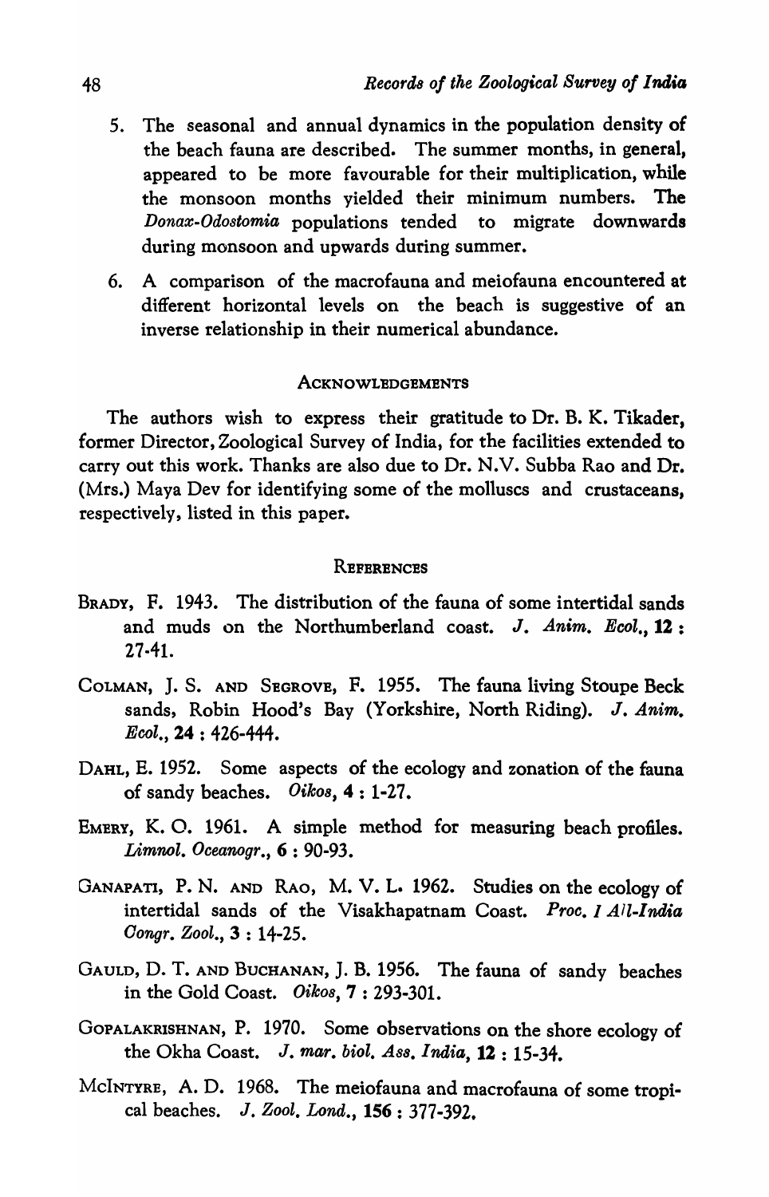5. The seasonal and annual dynamics in the population density of the beach fauna are described. The summer months, in general, appeared to be more favourable for their multiplication, while the monsoon months yielded their minimum numbers. The *Donax-Odostomia* populations tended to migrate downwards during monsoon and upwards during summer.

6. A comparison of the macrofauna and meiofauna encountered at different horizontal levels on the beach is suggestive of an inverse relationship in their numerical abundance.

## Acknowledgements

The authors wish to express their gratitude to Dr. B. K. Tikader, former Director, Zoological Survey of India, for the facilities extended to carry out this work. Thanks are also due to Dr. N.V. Subba Rao and Dr. (Mrs.) Maya Dev for identifying some of the molluscs and crustaceans, respectively, listed in this paper.

## References

Brady, F. 1943. The distribution of the fauna of some intertidal sands and muds on the Northumberland coast. *J. Anim. Ecol.*, **12** : 27-41.

Colman, J. S. and Segrove, F. 1955. The fauna living Stoupe Beck sands, Robin Hood's Bay (Yorkshire, North Riding). *J. Anim. Ecol.*, **24** : 426-444.

Dahl, E. 1952. Some aspects of the ecology and zonation of the fauna of sandy beaches. *Oikos*, **4** : 1-27.

Emery, K. O. 1961. A simple method for measuring beach profiles. *Limnol. Oceanogr.*, **6** : 90-93.

Ganapati, P. N. and Rao, M. V. L. 1962. Studies on the ecology of intertidal sands of the Visakhapatnam Coast. *Proc. I All-India Congr. Zool.*, **3** : 14-25.

Gauld, D. T. and Buchanan, J. B. 1956. The fauna of sandy beaches in the Gold Coast. *Oikos*, **7** : 293-301.

Gopalakrishnan, P. 1970. Some observations on the shore ecology of the Okha Coast. *J. mar. biol. Ass. India*, **12** : 15-34.

McIntyre, A. D. 1968. The meiofauna and macrofauna of some tropical beaches. *J. Zool. Lond.*, **156** : 377-392.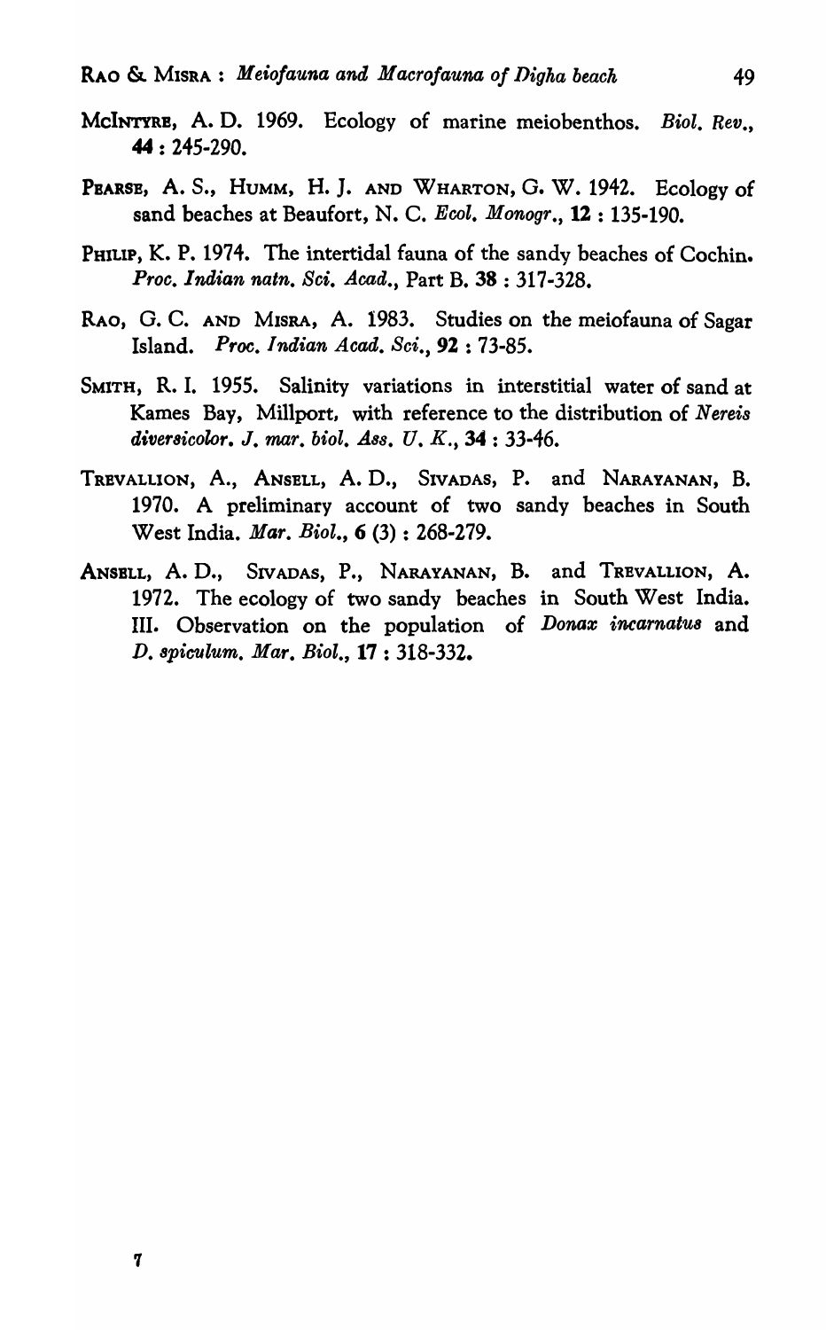MCINTYRE, A. D. 1969. Ecology of marine meiobenthos. *Biol. Rev.*, **44** : 245-290.

PEARSE, A. S., HUMM, H. J. AND WHARTON, G. W. 1942. Ecology of sand beaches at Beaufort, N. C. *Ecol. Monogr.*, **12** : 135-190.

PHILIP, K. P. 1974. The intertidal fauna of the sandy beaches of Cochin. *Proc. Indian natn. Sci. Acad.*, Part B. **38** : 317-328.

RAO, G. C. AND MISRA, A. 1983. Studies on the meiofauna of Sagar Island. *Proc. Indian Acad. Sci.*, **92** : 73-85.

SMITH, R. I. 1955. Salinity variations in interstitial water of sand at Kames Bay, Millport, with reference to the distribution of *Nereis diversicolor*. *J. mar. biol. Ass. U. K.*, **34** : 33-46.

TREVALLION, A., ANSELL, A. D., SIVADAS, P. and NARAYANAN, B. 1970. A preliminary account of two sandy beaches in South West India. *Mar. Biol.*, **6** (3) : 268-279.

ANSELL, A. D., SIVADAS, P., NARAYANAN, B. and TREVALLION, A. 1972. The ecology of two sandy beaches in South West India. III. Observation on the population of *Donax incarnatus* and *D. spiculum*. *Mar. Biol.*, **17** : 318-332.